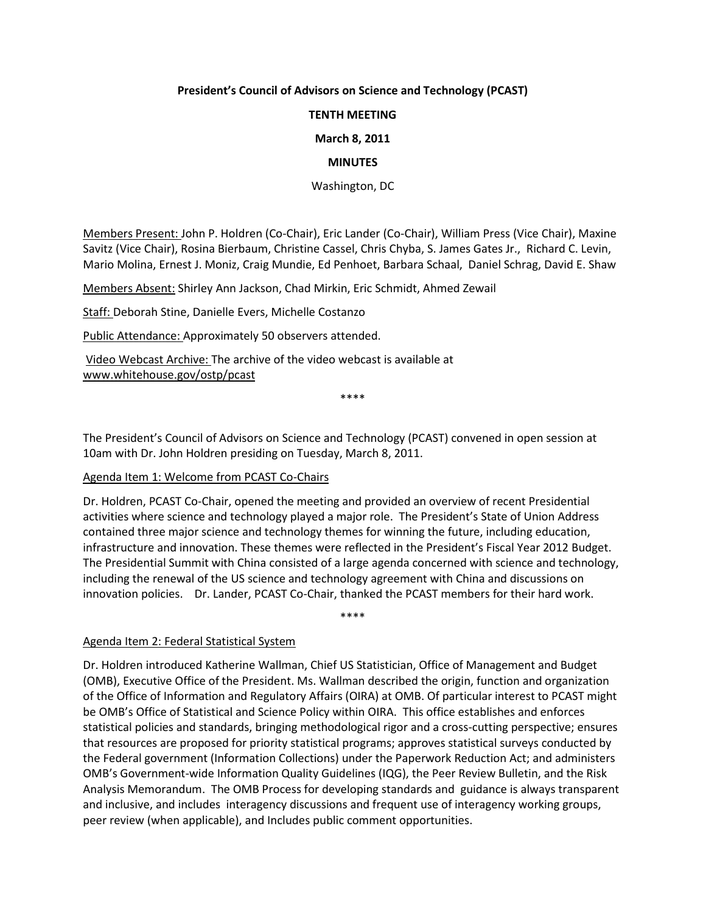**President's Council of Advisors on Science and Technology (PCAST)**

**TENTH MEETING**

**March 8, 2011**

**MINUTES**

Washington, DC

Members Present: John P. Holdren (Co-Chair), Eric Lander (Co-Chair), William Press (Vice Chair), Maxine Savitz (Vice Chair), Rosina Bierbaum, Christine Cassel, Chris Chyba, S. James Gates Jr., Richard C. Levin, Mario Molina, Ernest J. Moniz, Craig Mundie, Ed Penhoet, Barbara Schaal, Daniel Schrag, David E. Shaw

Members Absent: Shirley Ann Jackson, Chad Mirkin, Eric Schmidt, Ahmed Zewail

Staff: Deborah Stine, Danielle Evers, Michelle Costanzo

Public Attendance: Approximately 50 observers attended.

Video Webcast Archive: The archive of the video webcast is available at www.whitehouse.gov/ostp/pcast

****

The President's Council of Advisors on Science and Technology (PCAST) convened in open session at 10am with Dr. John Holdren presiding on Tuesday, March 8, 2011.

Agenda Item 1: Welcome from PCAST Co-Chairs

Dr. Holdren, PCAST Co-Chair, opened the meeting and provided an overview of recent Presidential activities where science and technology played a major role. The President's State of Union Address contained three major science and technology themes for winning the future, including education, infrastructure and innovation. These themes were reflected in the President's Fiscal Year 2012 Budget. The Presidential Summit with China consisted of a large agenda concerned with science and technology, including the renewal of the US science and technology agreement with China and discussions on innovation policies. Dr. Lander, PCAST Co-Chair, thanked the PCAST members for their hard work.

****

Agenda Item 2: Federal Statistical System

Dr. Holdren introduced Katherine Wallman, Chief US Statistician, Office of Management and Budget (OMB), Executive Office of the President. Ms. Wallman described the origin, function and organization of the Office of Information and Regulatory Affairs (OIRA) at OMB. Of particular interest to PCAST might be OMB's Office of Statistical and Science Policy within OIRA. This office establishes and enforces statistical policies and standards, bringing methodological rigor and a cross-cutting perspective; ensures that resources are proposed for priority statistical programs; approves statistical surveys conducted by the Federal government (Information Collections) under the Paperwork Reduction Act; and administers OMB's Government-wide Information Quality Guidelines (IQG), the Peer Review Bulletin, and the Risk Analysis Memorandum. The OMB Process for developing standards and guidance is always transparent and inclusive, and includes interagency discussions and frequent use of interagency working groups, peer review (when applicable), and Includes public comment opportunities.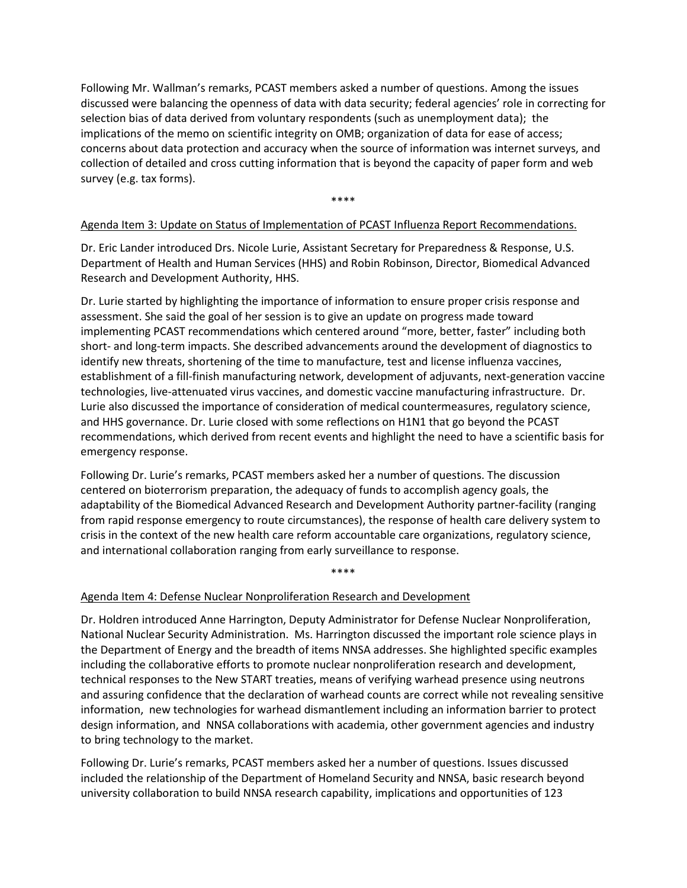Following Mr. Wallman's remarks, PCAST members asked a number of questions. Among the issues discussed were balancing the openness of data with data security; federal agencies' role in correcting for selection bias of data derived from voluntary respondents (such as unemployment data); the implications of the memo on scientific integrity on OMB; organization of data for ease of access; concerns about data protection and accuracy when the source of information was internet surveys, and collection of detailed and cross cutting information that is beyond the capacity of paper form and web survey (e.g. tax forms).

****

Agenda Item 3: Update on Status of Implementation of PCAST Influenza Report Recommendations.

Dr. Eric Lander introduced Drs. Nicole Lurie, Assistant Secretary for Preparedness & Response, U.S. Department of Health and Human Services (HHS) and Robin Robinson, Director, Biomedical Advanced Research and Development Authority, HHS.

Dr. Lurie started by highlighting the importance of information to ensure proper crisis response and assessment. She said the goal of her session is to give an update on progress made toward implementing PCAST recommendations which centered around "more, better, faster" including both short- and long-term impacts. She described advancements around the development of diagnostics to identify new threats, shortening of the time to manufacture, test and license influenza vaccines, establishment of a fill-finish manufacturing network, development of adjuvants, next-generation vaccine technologies, live-attenuated virus vaccines, and domestic vaccine manufacturing infrastructure. Dr. Lurie also discussed the importance of consideration of medical countermeasures, regulatory science, and HHS governance. Dr. Lurie closed with some reflections on H1N1 that go beyond the PCAST recommendations, which derived from recent events and highlight the need to have a scientific basis for emergency response.

Following Dr. Lurie's remarks, PCAST members asked her a number of questions. The discussion centered on bioterrorism preparation, the adequacy of funds to accomplish agency goals, the adaptability of the Biomedical Advanced Research and Development Authority partner-facility (ranging from rapid response emergency to route circumstances), the response of health care delivery system to crisis in the context of the new health care reform accountable care organizations, regulatory science, and international collaboration ranging from early surveillance to response.

****

Agenda Item 4: Defense Nuclear Nonproliferation Research and Development

Dr. Holdren introduced Anne Harrington, Deputy Administrator for Defense Nuclear Nonproliferation, National Nuclear Security Administration. Ms. Harrington discussed the important role science plays in the Department of Energy and the breadth of items NNSA addresses. She highlighted specific examples including the collaborative efforts to promote nuclear nonproliferation research and development, technical responses to the New START treaties, means of verifying warhead presence using neutrons and assuring confidence that the declaration of warhead counts are correct while not revealing sensitive information, new technologies for warhead dismantlement including an information barrier to protect design information, and NNSA collaborations with academia, other government agencies and industry to bring technology to the market.

Following Dr. Lurie's remarks, PCAST members asked her a number of questions. Issues discussed included the relationship of the Department of Homeland Security and NNSA, basic research beyond university collaboration to build NNSA research capability, implications and opportunities of 123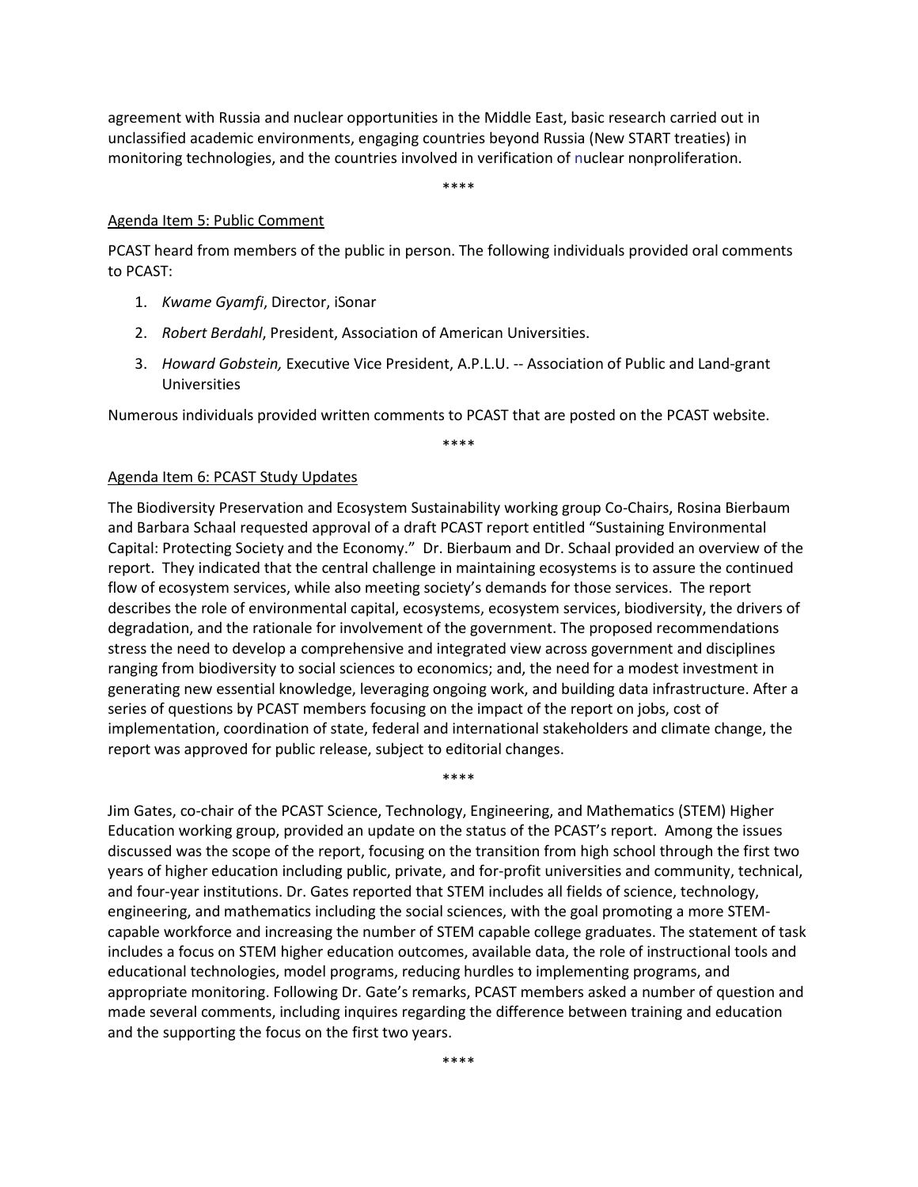agreement with Russia and nuclear opportunities in the Middle East, basic research carried out in unclassified academic environments, engaging countries beyond Russia (New START treaties) in monitoring technologies, and the countries involved in verification of nuclear nonproliferation.

****

Agenda Item 5: Public Comment

PCAST heard from members of the public in person. The following individuals provided oral comments to PCAST:

1. *Kwame Gyamfi*, Director, iSonar
2. *Robert Berdahl*, President, Association of American Universities.
3. *Howard Gobstein,* Executive Vice President, A.P.L.U. -- Association of Public and Land-grant Universities

Numerous individuals provided written comments to PCAST that are posted on the PCAST website.

****

Agenda Item 6: PCAST Study Updates

The Biodiversity Preservation and Ecosystem Sustainability working group Co-Chairs, Rosina Bierbaum and Barbara Schaal requested approval of a draft PCAST report entitled "Sustaining Environmental Capital: Protecting Society and the Economy." Dr. Bierbaum and Dr. Schaal provided an overview of the report. They indicated that the central challenge in maintaining ecosystems is to assure the continued flow of ecosystem services, while also meeting society's demands for those services. The report describes the role of environmental capital, ecosystems, ecosystem services, biodiversity, the drivers of degradation, and the rationale for involvement of the government. The proposed recommendations stress the need to develop a comprehensive and integrated view across government and disciplines ranging from biodiversity to social sciences to economics; and, the need for a modest investment in generating new essential knowledge, leveraging ongoing work, and building data infrastructure. After a series of questions by PCAST members focusing on the impact of the report on jobs, cost of implementation, coordination of state, federal and international stakeholders and climate change, the report was approved for public release, subject to editorial changes.

****

Jim Gates, co-chair of the PCAST Science, Technology, Engineering, and Mathematics (STEM) Higher Education working group, provided an update on the status of the PCAST's report. Among the issues discussed was the scope of the report, focusing on the transition from high school through the first two years of higher education including public, private, and for-profit universities and community, technical, and four-year institutions. Dr. Gates reported that STEM includes all fields of science, technology, engineering, and mathematics including the social sciences, with the goal promoting a more STEM-capable workforce and increasing the number of STEM capable college graduates. The statement of task includes a focus on STEM higher education outcomes, available data, the role of instructional tools and educational technologies, model programs, reducing hurdles to implementing programs, and appropriate monitoring. Following Dr. Gate's remarks, PCAST members asked a number of question and made several comments, including inquires regarding the difference between training and education and the supporting the focus on the first two years.

****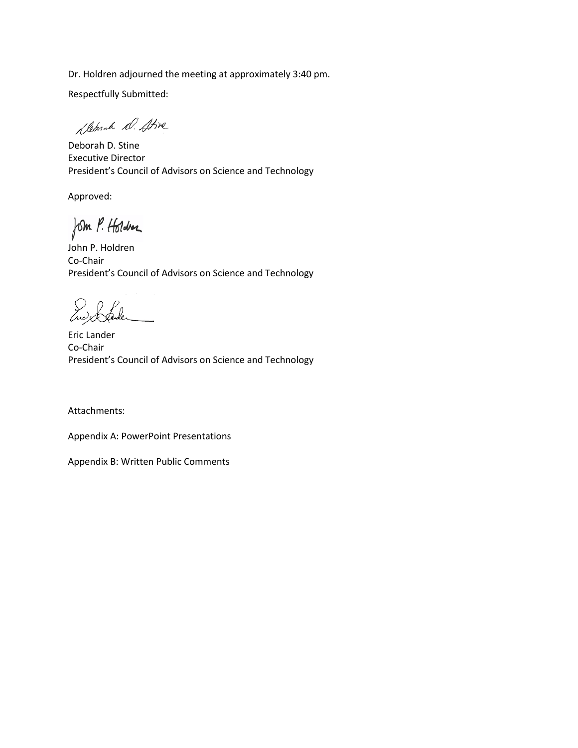Dr. Holdren adjourned the meeting at approximately 3:40 pm.

Respectfully Submitted:

Deborah D. Stine  
Executive Director  
President's Council of Advisors on Science and Technology

Approved:

John P. Holdren  
Co-Chair  
President's Council of Advisors on Science and Technology

Eric Lander  
Co-Chair  
President's Council of Advisors on Science and Technology

Attachments:

Appendix A: PowerPoint Presentations

Appendix B: Written Public Comments